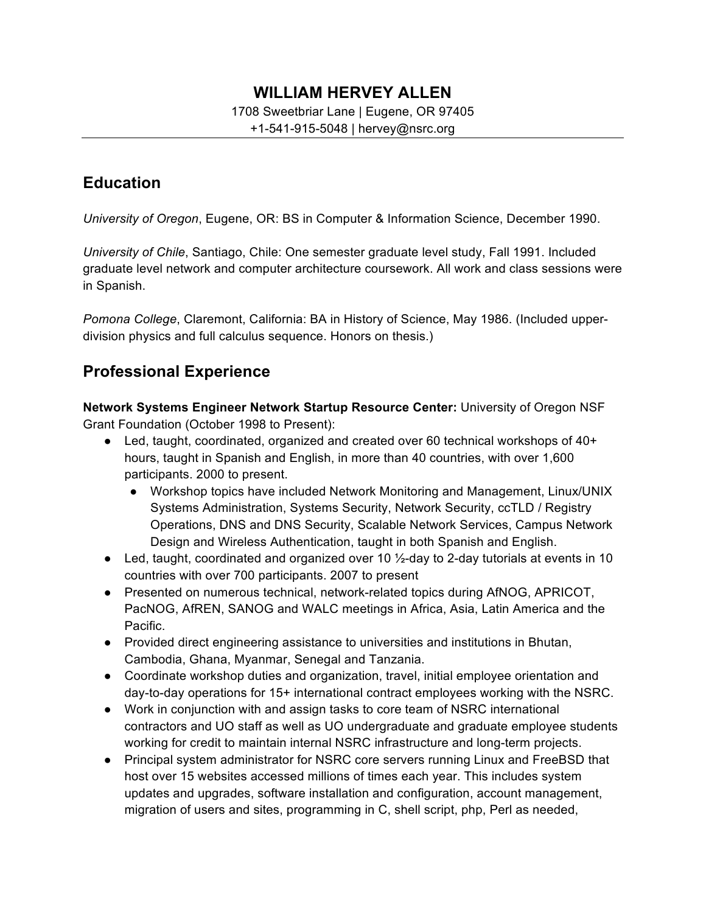# WILLIAM HERVEY ALLEN

1708 Sweetbriar Lane | Eugene, OR 97405
+1-541-915-5048 | hervey@nsrc.org

## Education

*University of Oregon*, Eugene, OR: BS in Computer & Information Science, December 1990.

*University of Chile*, Santiago, Chile: One semester graduate level study, Fall 1991. Included graduate level network and computer architecture coursework. All work and class sessions were in Spanish.

*Pomona College*, Claremont, California: BA in History of Science, May 1986. (Included upper-division physics and full calculus sequence. Honors on thesis.)

## Professional Experience

**Network Systems Engineer Network Startup Resource Center:** University of Oregon NSF Grant Foundation (October 1998 to Present):

- Led, taught, coordinated, organized and created over 60 technical workshops of 40+ hours, taught in Spanish and English, in more than 40 countries, with over 1,600 participants. 2000 to present.
  - Workshop topics have included Network Monitoring and Management, Linux/UNIX Systems Administration, Systems Security, Network Security, ccTLD / Registry Operations, DNS and DNS Security, Scalable Network Services, Campus Network Design and Wireless Authentication, taught in both Spanish and English.
- Led, taught, coordinated and organized over 10 ½-day to 2-day tutorials at events in 10 countries with over 700 participants. 2007 to present
- Presented on numerous technical, network-related topics during AfNOG, APRICOT, PacNOG, AfREN, SANOG and WALC meetings in Africa, Asia, Latin America and the Pacific.
- Provided direct engineering assistance to universities and institutions in Bhutan, Cambodia, Ghana, Myanmar, Senegal and Tanzania.
- Coordinate workshop duties and organization, travel, initial employee orientation and day-to-day operations for 15+ international contract employees working with the NSRC.
- Work in conjunction with and assign tasks to core team of NSRC international contractors and UO staff as well as UO undergraduate and graduate employee students working for credit to maintain internal NSRC infrastructure and long-term projects.
- Principal system administrator for NSRC core servers running Linux and FreeBSD that host over 15 websites accessed millions of times each year. This includes system updates and upgrades, software installation and configuration, account management, migration of users and sites, programming in C, shell script, php, Perl as needed,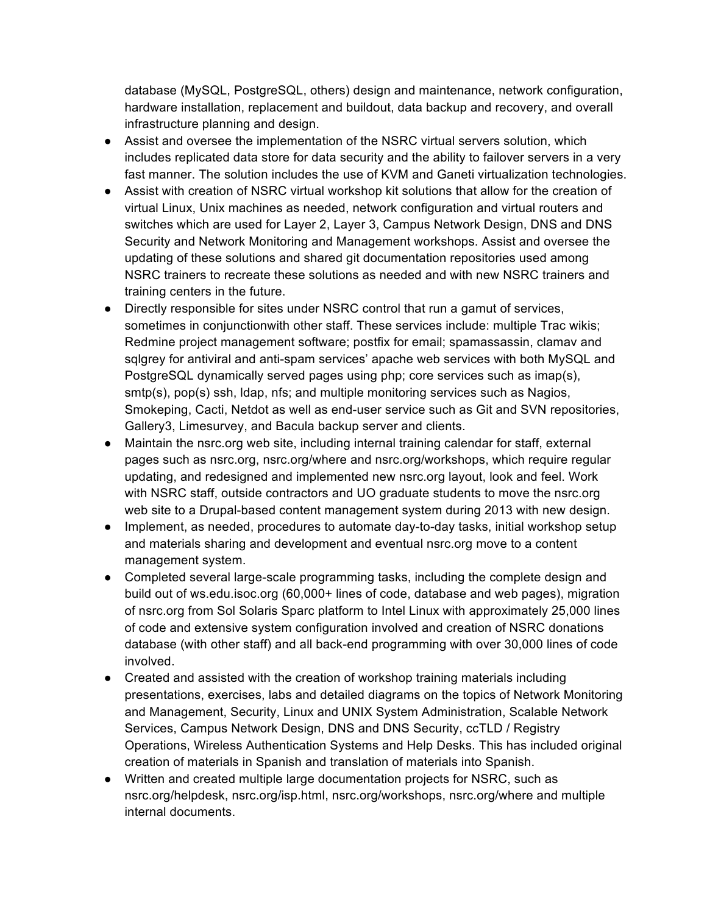database (MySQL, PostgreSQL, others) design and maintenance, network configuration, hardware installation, replacement and buildout, data backup and recovery, and overall infrastructure planning and design.

- Assist and oversee the implementation of the NSRC virtual servers solution, which includes replicated data store for data security and the ability to failover servers in a very fast manner. The solution includes the use of KVM and Ganeti virtualization technologies.
- Assist with creation of NSRC virtual workshop kit solutions that allow for the creation of virtual Linux, Unix machines as needed, network configuration and virtual routers and switches which are used for Layer 2, Layer 3, Campus Network Design, DNS and DNS Security and Network Monitoring and Management workshops. Assist and oversee the updating of these solutions and shared git documentation repositories used among NSRC trainers to recreate these solutions as needed and with new NSRC trainers and training centers in the future.
- Directly responsible for sites under NSRC control that run a gamut of services, sometimes in conjunctionwith other staff. These services include: multiple Trac wikis; Redmine project management software; postfix for email; spamassassin, clamav and sqlgrey for antiviral and anti-spam services' apache web services with both MySQL and PostgreSQL dynamically served pages using php; core services such as imap(s), smtp(s), pop(s) ssh, ldap, nfs; and multiple monitoring services such as Nagios, Smokeping, Cacti, Netdot as well as end-user service such as Git and SVN repositories, Gallery3, Limesurvey, and Bacula backup server and clients.
- Maintain the nsrc.org web site, including internal training calendar for staff, external pages such as nsrc.org, nsrc.org/where and nsrc.org/workshops, which require regular updating, and redesigned and implemented new nsrc.org layout, look and feel. Work with NSRC staff, outside contractors and UO graduate students to move the nsrc.org web site to a Drupal-based content management system during 2013 with new design.
- Implement, as needed, procedures to automate day-to-day tasks, initial workshop setup and materials sharing and development and eventual nsrc.org move to a content management system.
- Completed several large-scale programming tasks, including the complete design and build out of ws.edu.isoc.org (60,000+ lines of code, database and web pages), migration of nsrc.org from Sol Solaris Sparc platform to Intel Linux with approximately 25,000 lines of code and extensive system configuration involved and creation of NSRC donations database (with other staff) and all back-end programming with over 30,000 lines of code involved.
- Created and assisted with the creation of workshop training materials including presentations, exercises, labs and detailed diagrams on the topics of Network Monitoring and Management, Security, Linux and UNIX System Administration, Scalable Network Services, Campus Network Design, DNS and DNS Security, ccTLD / Registry Operations, Wireless Authentication Systems and Help Desks. This has included original creation of materials in Spanish and translation of materials into Spanish.
- Written and created multiple large documentation projects for NSRC, such as nsrc.org/helpdesk, nsrc.org/isp.html, nsrc.org/workshops, nsrc.org/where and multiple internal documents.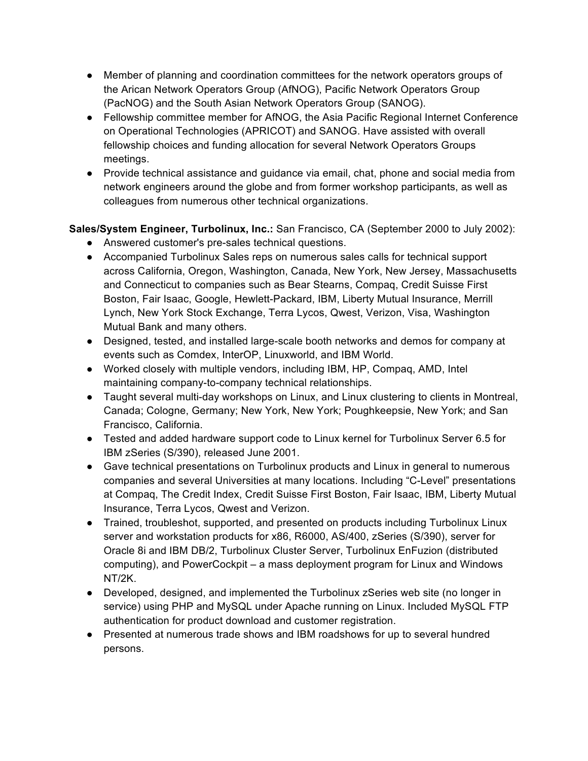- Member of planning and coordination committees for the network operators groups of the Arican Network Operators Group (AfNOG), Pacific Network Operators Group (PacNOG) and the South Asian Network Operators Group (SANOG).
- Fellowship committee member for AfNOG, the Asia Pacific Regional Internet Conference on Operational Technologies (APRICOT) and SANOG. Have assisted with overall fellowship choices and funding allocation for several Network Operators Groups meetings.
- Provide technical assistance and guidance via email, chat, phone and social media from network engineers around the globe and from former workshop participants, as well as colleagues from numerous other technical organizations.

**Sales/System Engineer, Turbolinux, Inc.:** San Francisco, CA (September 2000 to July 2002):

- Answered customer's pre-sales technical questions.
- Accompanied Turbolinux Sales reps on numerous sales calls for technical support across California, Oregon, Washington, Canada, New York, New Jersey, Massachusetts and Connecticut to companies such as Bear Stearns, Compaq, Credit Suisse First Boston, Fair Isaac, Google, Hewlett-Packard, IBM, Liberty Mutual Insurance, Merrill Lynch, New York Stock Exchange, Terra Lycos, Qwest, Verizon, Visa, Washington Mutual Bank and many others.
- Designed, tested, and installed large-scale booth networks and demos for company at events such as Comdex, InterOP, Linuxworld, and IBM World.
- Worked closely with multiple vendors, including IBM, HP, Compaq, AMD, Intel maintaining company-to-company technical relationships.
- Taught several multi-day workshops on Linux, and Linux clustering to clients in Montreal, Canada; Cologne, Germany; New York, New York; Poughkeepsie, New York; and San Francisco, California.
- Tested and added hardware support code to Linux kernel for Turbolinux Server 6.5 for IBM zSeries (S/390), released June 2001.
- Gave technical presentations on Turbolinux products and Linux in general to numerous companies and several Universities at many locations. Including "C-Level" presentations at Compaq, The Credit Index, Credit Suisse First Boston, Fair Isaac, IBM, Liberty Mutual Insurance, Terra Lycos, Qwest and Verizon.
- Trained, troubleshot, supported, and presented on products including Turbolinux Linux server and workstation products for x86, R6000, AS/400, zSeries (S/390), server for Oracle 8i and IBM DB/2, Turbolinux Cluster Server, Turbolinux EnFuzion (distributed computing), and PowerCockpit – a mass deployment program for Linux and Windows NT/2K.
- Developed, designed, and implemented the Turbolinux zSeries web site (no longer in service) using PHP and MySQL under Apache running on Linux. Included MySQL FTP authentication for product download and customer registration.
- Presented at numerous trade shows and IBM roadshows for up to several hundred persons.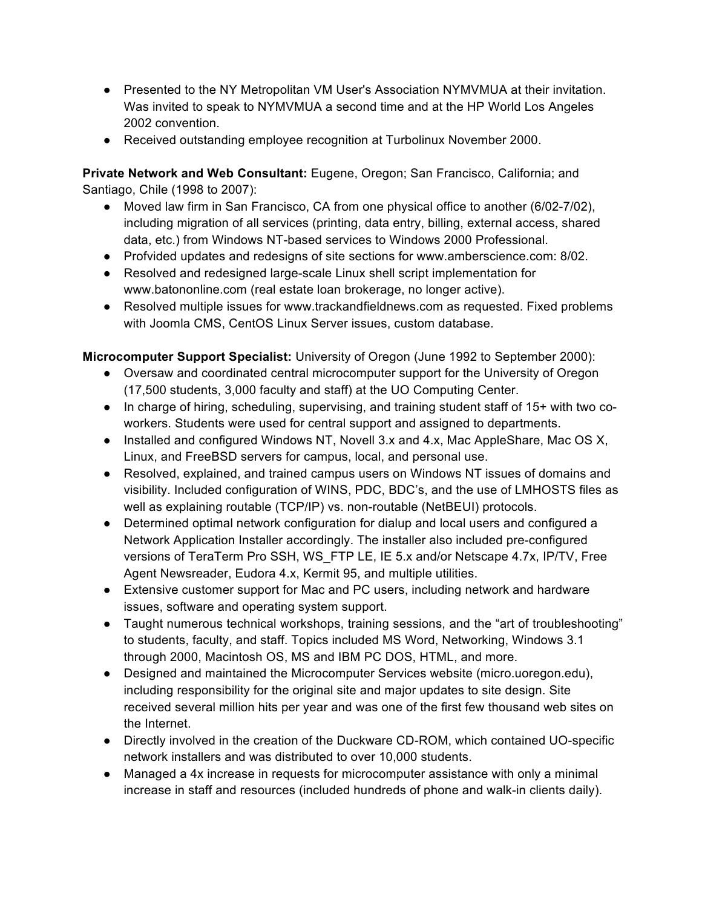- Presented to the NY Metropolitan VM User's Association NYMVMUA at their invitation. Was invited to speak to NYMVMUA a second time and at the HP World Los Angeles 2002 convention.
- Received outstanding employee recognition at Turbolinux November 2000.

**Private Network and Web Consultant:** Eugene, Oregon; San Francisco, California; and Santiago, Chile (1998 to 2007):

- Moved law firm in San Francisco, CA from one physical office to another (6/02-7/02), including migration of all services (printing, data entry, billing, external access, shared data, etc.) from Windows NT-based services to Windows 2000 Professional.
- Profvided updates and redesigns of site sections for www.amberscience.com: 8/02.
- Resolved and redesigned large-scale Linux shell script implementation for www.batononline.com (real estate loan brokerage, no longer active).
- Resolved multiple issues for www.trackandfieldnews.com as requested. Fixed problems with Joomla CMS, CentOS Linux Server issues, custom database.

**Microcomputer Support Specialist:** University of Oregon (June 1992 to September 2000):

- Oversaw and coordinated central microcomputer support for the University of Oregon (17,500 students, 3,000 faculty and staff) at the UO Computing Center.
- In charge of hiring, scheduling, supervising, and training student staff of 15+ with two co-workers. Students were used for central support and assigned to departments.
- Installed and configured Windows NT, Novell 3.x and 4.x, Mac AppleShare, Mac OS X, Linux, and FreeBSD servers for campus, local, and personal use.
- Resolved, explained, and trained campus users on Windows NT issues of domains and visibility. Included configuration of WINS, PDC, BDC's, and the use of LMHOSTS files as well as explaining routable (TCP/IP) vs. non-routable (NetBEUI) protocols.
- Determined optimal network configuration for dialup and local users and configured a Network Application Installer accordingly. The installer also included pre-configured versions of TeraTerm Pro SSH, WS_FTP LE, IE 5.x and/or Netscape 4.7x, IP/TV, Free Agent Newsreader, Eudora 4.x, Kermit 95, and multiple utilities.
- Extensive customer support for Mac and PC users, including network and hardware issues, software and operating system support.
- Taught numerous technical workshops, training sessions, and the "art of troubleshooting" to students, faculty, and staff. Topics included MS Word, Networking, Windows 3.1 through 2000, Macintosh OS, MS and IBM PC DOS, HTML, and more.
- Designed and maintained the Microcomputer Services website (micro.uoregon.edu), including responsibility for the original site and major updates to site design. Site received several million hits per year and was one of the first few thousand web sites on the Internet.
- Directly involved in the creation of the Duckware CD-ROM, which contained UO-specific network installers and was distributed to over 10,000 students.
- Managed a 4x increase in requests for microcomputer assistance with only a minimal increase in staff and resources (included hundreds of phone and walk-in clients daily).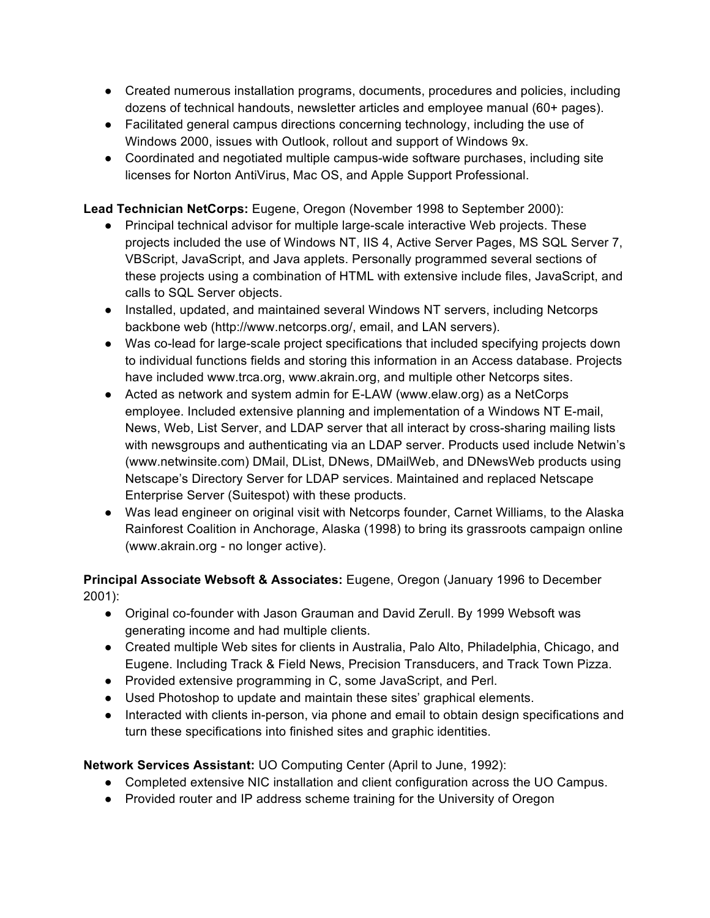- Created numerous installation programs, documents, procedures and policies, including dozens of technical handouts, newsletter articles and employee manual (60+ pages).
- Facilitated general campus directions concerning technology, including the use of Windows 2000, issues with Outlook, rollout and support of Windows 9x.
- Coordinated and negotiated multiple campus-wide software purchases, including site licenses for Norton AntiVirus, Mac OS, and Apple Support Professional.

**Lead Technician NetCorps:** Eugene, Oregon (November 1998 to September 2000):

- Principal technical advisor for multiple large-scale interactive Web projects. These projects included the use of Windows NT, IIS 4, Active Server Pages, MS SQL Server 7, VBScript, JavaScript, and Java applets. Personally programmed several sections of these projects using a combination of HTML with extensive include files, JavaScript, and calls to SQL Server objects.
- Installed, updated, and maintained several Windows NT servers, including Netcorps backbone web (http://www.netcorps.org/, email, and LAN servers).
- Was co-lead for large-scale project specifications that included specifying projects down to individual functions fields and storing this information in an Access database. Projects have included www.trca.org, www.akrain.org, and multiple other Netcorps sites.
- Acted as network and system admin for E-LAW (www.elaw.org) as a NetCorps employee. Included extensive planning and implementation of a Windows NT E-mail, News, Web, List Server, and LDAP server that all interact by cross-sharing mailing lists with newsgroups and authenticating via an LDAP server. Products used include Netwin's (www.netwinsite.com) DMail, DList, DNews, DMailWeb, and DNewsWeb products using Netscape's Directory Server for LDAP services. Maintained and replaced Netscape Enterprise Server (Suitespot) with these products.
- Was lead engineer on original visit with Netcorps founder, Carnet Williams, to the Alaska Rainforest Coalition in Anchorage, Alaska (1998) to bring its grassroots campaign online (www.akrain.org - no longer active).

**Principal Associate Websoft & Associates:** Eugene, Oregon (January 1996 to December 2001):

- Original co-founder with Jason Grauman and David Zerull. By 1999 Websoft was generating income and had multiple clients.
- Created multiple Web sites for clients in Australia, Palo Alto, Philadelphia, Chicago, and Eugene. Including Track & Field News, Precision Transducers, and Track Town Pizza.
- Provided extensive programming in C, some JavaScript, and Perl.
- Used Photoshop to update and maintain these sites' graphical elements.
- Interacted with clients in-person, via phone and email to obtain design specifications and turn these specifications into finished sites and graphic identities.

**Network Services Assistant:** UO Computing Center (April to June, 1992):

- Completed extensive NIC installation and client configuration across the UO Campus.
- Provided router and IP address scheme training for the University of Oregon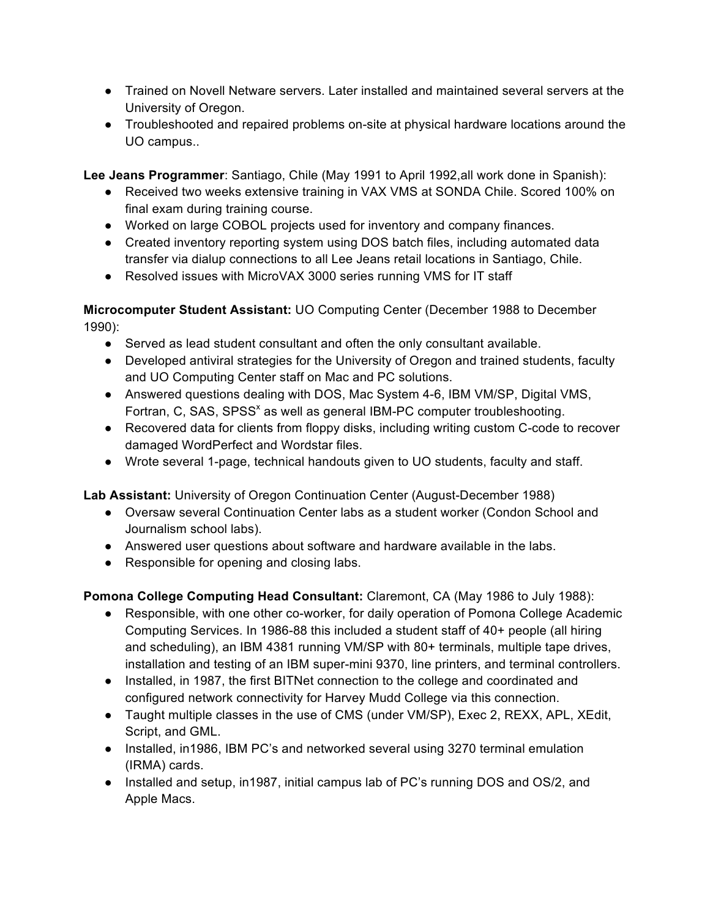- Trained on Novell Netware servers. Later installed and maintained several servers at the University of Oregon.
- Troubleshooted and repaired problems on-site at physical hardware locations around the UO campus..

**Lee Jeans Programmer**: Santiago, Chile (May 1991 to April 1992,all work done in Spanish):

- Received two weeks extensive training in VAX VMS at SONDA Chile. Scored 100% on final exam during training course.
- Worked on large COBOL projects used for inventory and company finances.
- Created inventory reporting system using DOS batch files, including automated data transfer via dialup connections to all Lee Jeans retail locations in Santiago, Chile.
- Resolved issues with MicroVAX 3000 series running VMS for IT staff

**Microcomputer Student Assistant:** UO Computing Center (December 1988 to December 1990):

- Served as lead student consultant and often the only consultant available.
- Developed antiviral strategies for the University of Oregon and trained students, faculty and UO Computing Center staff on Mac and PC solutions.
- Answered questions dealing with DOS, Mac System 4-6, IBM VM/SP, Digital VMS, Fortran, C, SAS, SPSS[x] as well as general IBM-PC computer troubleshooting.
- Recovered data for clients from floppy disks, including writing custom C-code to recover damaged WordPerfect and Wordstar files.
- Wrote several 1-page, technical handouts given to UO students, faculty and staff.

**Lab Assistant:** University of Oregon Continuation Center (August-December 1988)

- Oversaw several Continuation Center labs as a student worker (Condon School and Journalism school labs).
- Answered user questions about software and hardware available in the labs.
- Responsible for opening and closing labs.

**Pomona College Computing Head Consultant:** Claremont, CA (May 1986 to July 1988):

- Responsible, with one other co-worker, for daily operation of Pomona College Academic Computing Services. In 1986-88 this included a student staff of 40+ people (all hiring and scheduling), an IBM 4381 running VM/SP with 80+ terminals, multiple tape drives, installation and testing of an IBM super-mini 9370, line printers, and terminal controllers.
- Installed, in 1987, the first BITNet connection to the college and coordinated and configured network connectivity for Harvey Mudd College via this connection.
- Taught multiple classes in the use of CMS (under VM/SP), Exec 2, REXX, APL, XEdit, Script, and GML.
- Installed, in1986, IBM PC's and networked several using 3270 terminal emulation (IRMA) cards.
- Installed and setup, in1987, initial campus lab of PC's running DOS and OS/2, and Apple Macs.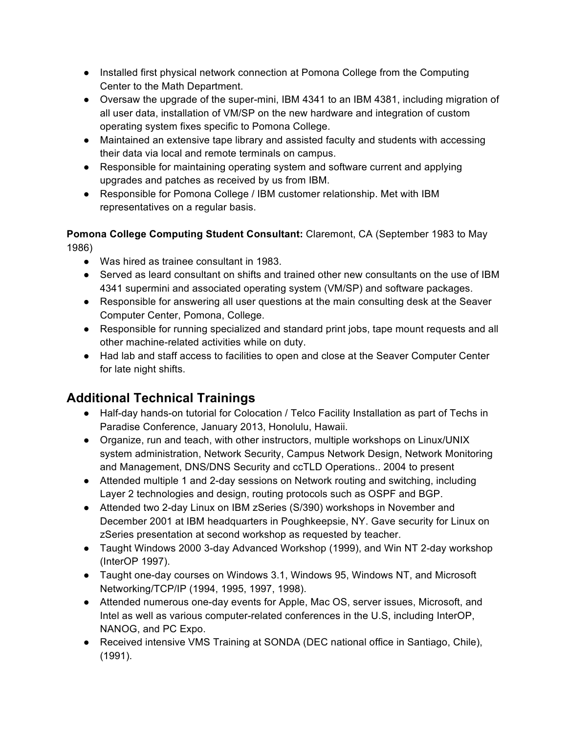- Installed first physical network connection at Pomona College from the Computing Center to the Math Department.
- Oversaw the upgrade of the super-mini, IBM 4341 to an IBM 4381, including migration of all user data, installation of VM/SP on the new hardware and integration of custom operating system fixes specific to Pomona College.
- Maintained an extensive tape library and assisted faculty and students with accessing their data via local and remote terminals on campus.
- Responsible for maintaining operating system and software current and applying upgrades and patches as received by us from IBM.
- Responsible for Pomona College / IBM customer relationship. Met with IBM representatives on a regular basis.

**Pomona College Computing Student Consultant:** Claremont, CA (September 1983 to May 1986)

- Was hired as trainee consultant in 1983.
- Served as leard consultant on shifts and trained other new consultants on the use of IBM 4341 supermini and associated operating system (VM/SP) and software packages.
- Responsible for answering all user questions at the main consulting desk at the Seaver Computer Center, Pomona, College.
- Responsible for running specialized and standard print jobs, tape mount requests and all other machine-related activities while on duty.
- Had lab and staff access to facilities to open and close at the Seaver Computer Center for late night shifts.

## Additional Technical Trainings

- Half-day hands-on tutorial for Colocation / Telco Facility Installation as part of Techs in Paradise Conference, January 2013, Honolulu, Hawaii.
- Organize, run and teach, with other instructors, multiple workshops on Linux/UNIX system administration, Network Security, Campus Network Design, Network Monitoring and Management, DNS/DNS Security and ccTLD Operations.. 2004 to present
- Attended multiple 1 and 2-day sessions on Network routing and switching, including Layer 2 technologies and design, routing protocols such as OSPF and BGP.
- Attended two 2-day Linux on IBM zSeries (S/390) workshops in November and December 2001 at IBM headquarters in Poughkeepsie, NY. Gave security for Linux on zSeries presentation at second workshop as requested by teacher.
- Taught Windows 2000 3-day Advanced Workshop (1999), and Win NT 2-day workshop (InterOP 1997).
- Taught one-day courses on Windows 3.1, Windows 95, Windows NT, and Microsoft Networking/TCP/IP (1994, 1995, 1997, 1998).
- Attended numerous one-day events for Apple, Mac OS, server issues, Microsoft, and Intel as well as various computer-related conferences in the U.S, including InterOP, NANOG, and PC Expo.
- Received intensive VMS Training at SONDA (DEC national office in Santiago, Chile), (1991).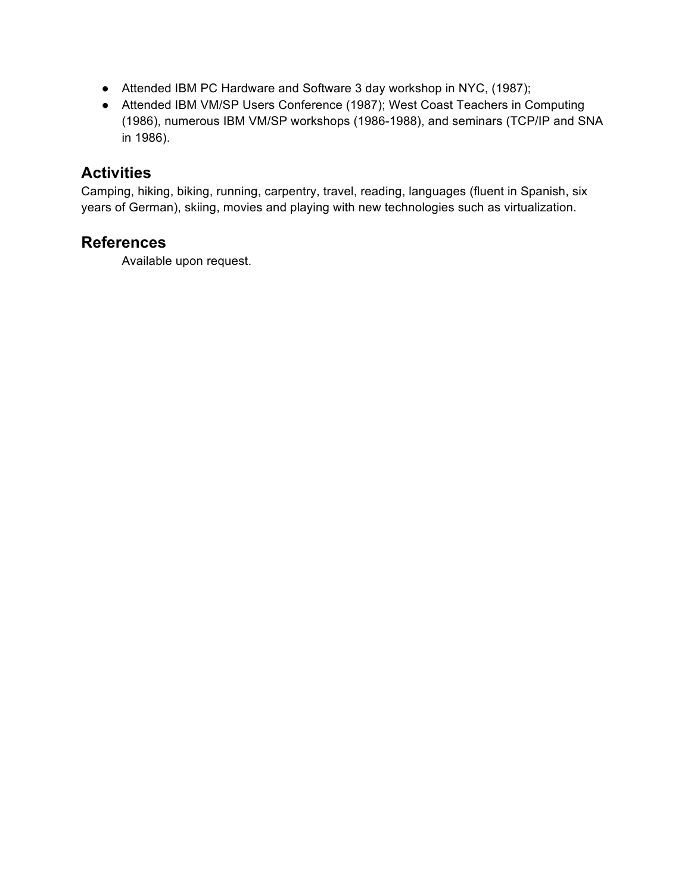- Attended IBM PC Hardware and Software 3 day workshop in NYC, (1987);
- Attended IBM VM/SP Users Conference (1987); West Coast Teachers in Computing (1986), numerous IBM VM/SP workshops (1986-1988), and seminars (TCP/IP and SNA in 1986).

## Activities

Camping, hiking, biking, running, carpentry, travel, reading, languages (fluent in Spanish, six years of German), skiing, movies and playing with new technologies such as virtualization.

## References

Available upon request.